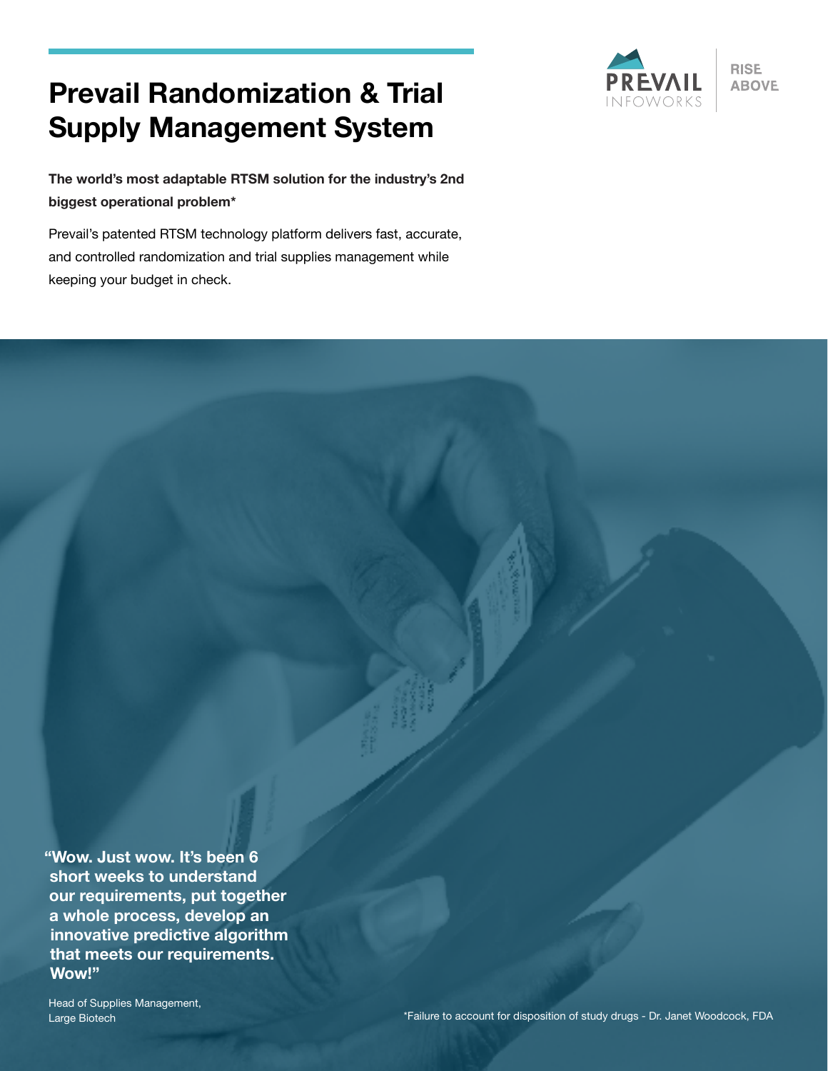# Prevail Randomization & Trial Supply Management System

PREVAIL INFOWORKS

RISE ABOVE

**The world's most adaptable RTSM solution for the industry's 2nd biggest operational problem***

Prevail's patented RTSM technology platform delivers fast, accurate, and controlled randomization and trial supplies management while keeping your budget in check.

**"Wow. Just wow. It's been 6 short weeks to understand our requirements, put together a whole process, develop an innovative predictive algorithm that meets our requirements. Wow!"**

Head of Supplies Management,
Large Biotech

*Failure to account for disposition of study drugs - Dr. Janet Woodcock, FDA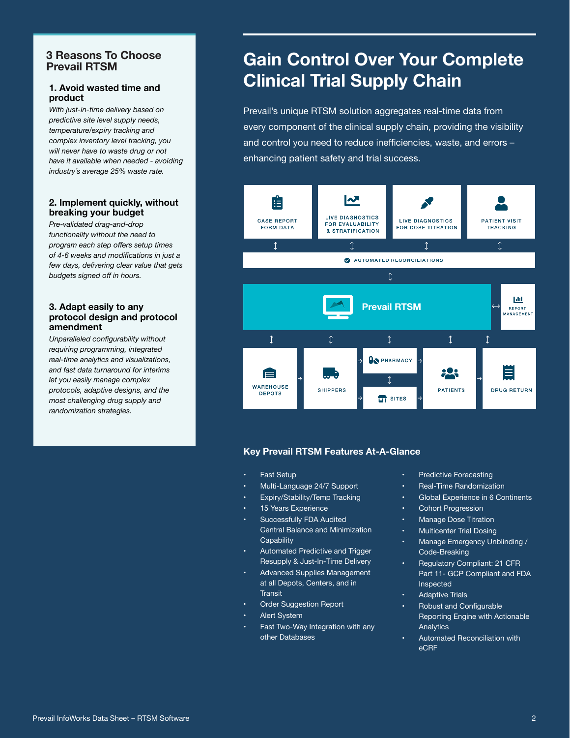## 3 Reasons To Choose Prevail RTSM

### 1. Avoid wasted time and product

*With just-in-time delivery based on predictive site level supply needs, temperature/expiry tracking and complex inventory level tracking, you will never have to waste drug or not have it available when needed - avoiding industry's average 25% waste rate.*

### 2. Implement quickly, without breaking your budget

*Pre-validated drag-and-drop functionality without the need to program each step offers setup times of 4-6 weeks and modifications in just a few days, delivering clear value that gets budgets signed off in hours.*

### 3. Adapt easily to any protocol design and protocol amendment

*Unparalleled configurability without requiring programming, integrated real-time analytics and visualizations, and fast data turnaround for interims let you easily manage complex protocols, adaptive designs, and the most challenging drug supply and randomization strategies.*

# Gain Control Over Your Complete Clinical Trial Supply Chain

Prevail's unique RTSM solution aggregates real-time data from every component of the clinical supply chain, providing the visibility and control you need to reduce inefficiencies, waste, and errors – enhancing patient safety and trial success.

CASE REPORT FORM DATA

LIVE DIAGNOSTICS FOR EVALUABILITY & STRATIFICATION

LIVE DIAGNOSTICS FOR DOSE TITRATION

PATIENT VISIT TRACKING

AUTOMATED RECONCILIATIONS

Prevail RTSM

REPORT MANAGEMENT

WAREHOUSE DEPOTS

SHIPPERS

PHARMACY

SITES

PATIENTS

DRUG RETURN

### Key Prevail RTSM Features At-A-Glance

- Fast Setup
- Multi-Language 24/7 Support
- Expiry/Stability/Temp Tracking
- 15 Years Experience
- Successfully FDA Audited Central Balance and Minimization Capability
- Automated Predictive and Trigger Resupply & Just-In-Time Delivery
- Advanced Supplies Management at all Depots, Centers, and in Transit
- Order Suggestion Report
- Alert System
- Fast Two-Way Integration with any other Databases
- Predictive Forecasting
- Real-Time Randomization
- Global Experience in 6 Continents
- Cohort Progression
- Manage Dose Titration
- Multicenter Trial Dosing
- Manage Emergency Unblinding / Code-Breaking
- Regulatory Compliant: 21 CFR Part 11- GCP Compliant and FDA Inspected
- Adaptive Trials
- Robust and Configurable Reporting Engine with Actionable Analytics
- Automated Reconciliation with eCRF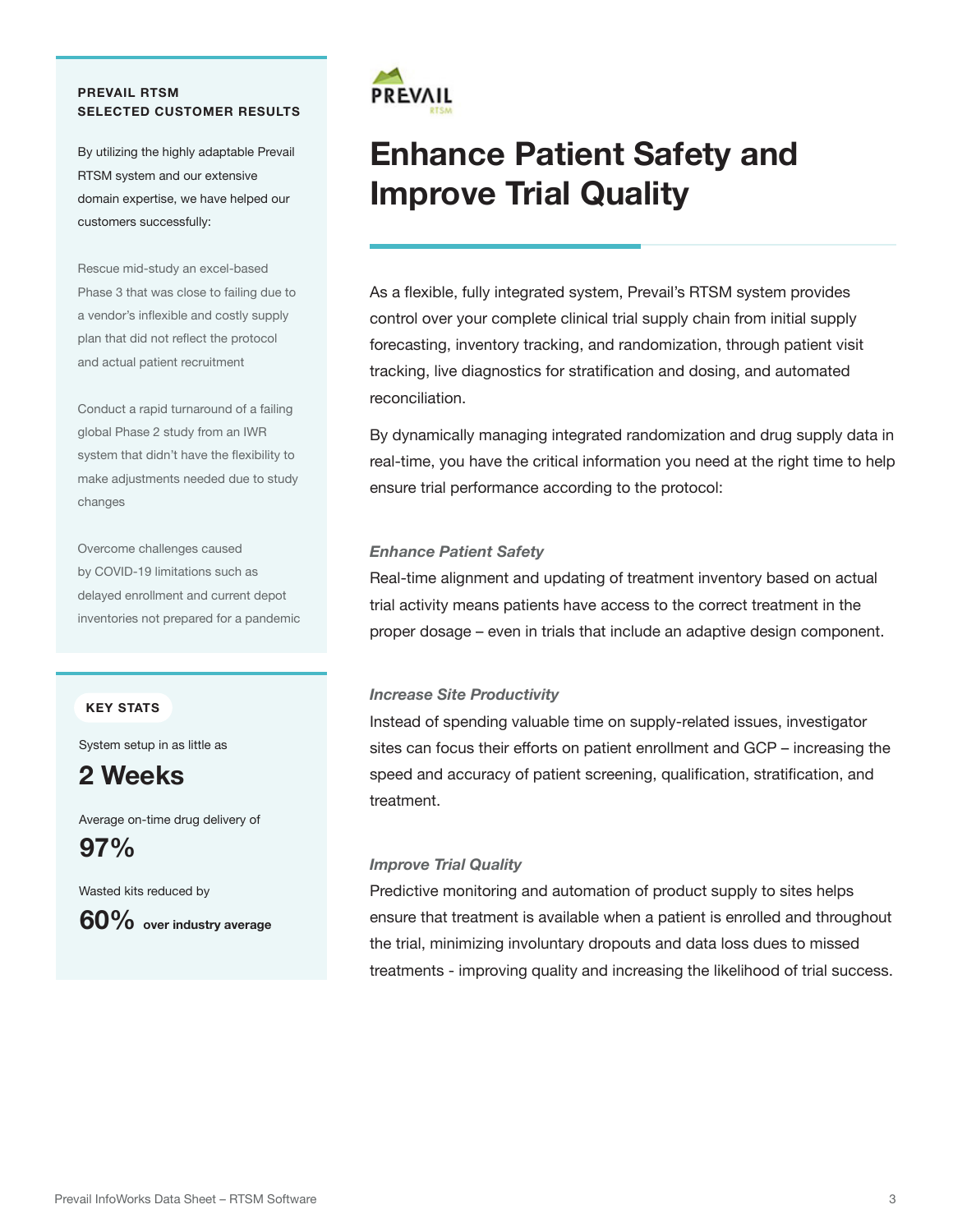PREVAIL RTSM

# Enhance Patient Safety and Improve Trial Quality

As a flexible, fully integrated system, Prevail's RTSM system provides control over your complete clinical trial supply chain from initial supply forecasting, inventory tracking, and randomization, through patient visit tracking, live diagnostics for stratification and dosing, and automated reconciliation.

By dynamically managing integrated randomization and drug supply data in real-time, you have the critical information you need at the right time to help ensure trial performance according to the protocol:

### *Enhance Patient Safety*

Real-time alignment and updating of treatment inventory based on actual trial activity means patients have access to the correct treatment in the proper dosage – even in trials that include an adaptive design component.

### *Increase Site Productivity*

Instead of spending valuable time on supply-related issues, investigator sites can focus their efforts on patient enrollment and GCP – increasing the speed and accuracy of patient screening, qualification, stratification, and treatment.

### *Improve Trial Quality*

Predictive monitoring and automation of product supply to sites helps ensure that treatment is available when a patient is enrolled and throughout the trial, minimizing involuntary dropouts and data loss dues to missed treatments - improving quality and increasing the likelihood of trial success.

## PREVAIL RTSM SELECTED CUSTOMER RESULTS

By utilizing the highly adaptable Prevail RTSM system and our extensive domain expertise, we have helped our customers successfully:

Rescue mid-study an excel-based Phase 3 that was close to failing due to a vendor's inflexible and costly supply plan that did not reflect the protocol and actual patient recruitment

Conduct a rapid turnaround of a failing global Phase 2 study from an IWR system that didn't have the flexibility to make adjustments needed due to study changes

Overcome challenges caused by COVID-19 limitations such as delayed enrollment and current depot inventories not prepared for a pandemic

## KEY STATS

System setup in as little as

**2 Weeks**

Average on-time drug delivery of

**97%**

Wasted kits reduced by

**60%** **over industry average**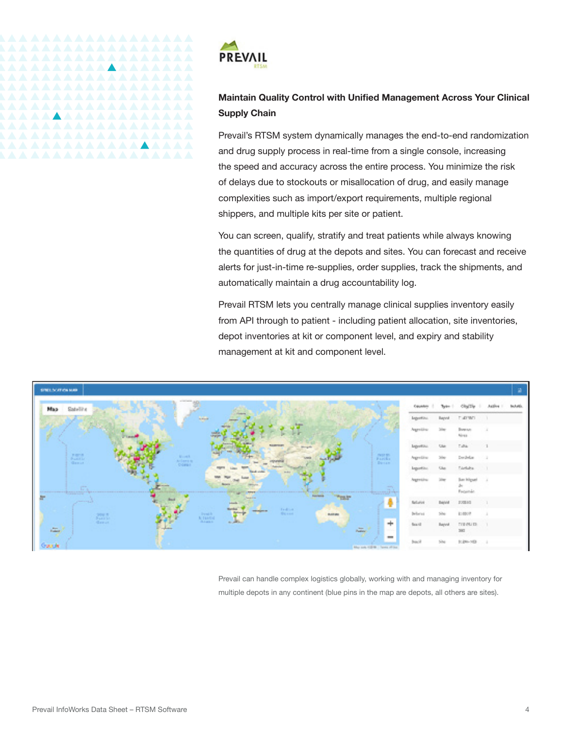## Maintain Quality Control with Unified Management Across Your Clinical Supply Chain

Prevail's RTSM system dynamically manages the end-to-end randomization and drug supply process in real-time from a single console, increasing the speed and accuracy across the entire process. You minimize the risk of delays due to stockouts or misallocation of drug, and easily manage complexities such as import/export requirements, multiple regional shippers, and multiple kits per site or patient.

You can screen, qualify, stratify and treat patients while always knowing the quantities of drug at the depots and sites. You can forecast and receive alerts for just-in-time re-supplies, order supplies, track the shipments, and automatically maintain a drug accountability log.

Prevail RTSM lets you centrally manage clinical supplies inventory easily from API through to patient - including patient allocation, site inventories, depot inventories at kit or component level, and expiry and stability management at kit and component level.

Prevail can handle complex logistics globally, working with and managing inventory for multiple depots in any continent (blue pins in the map are depots, all others are sites).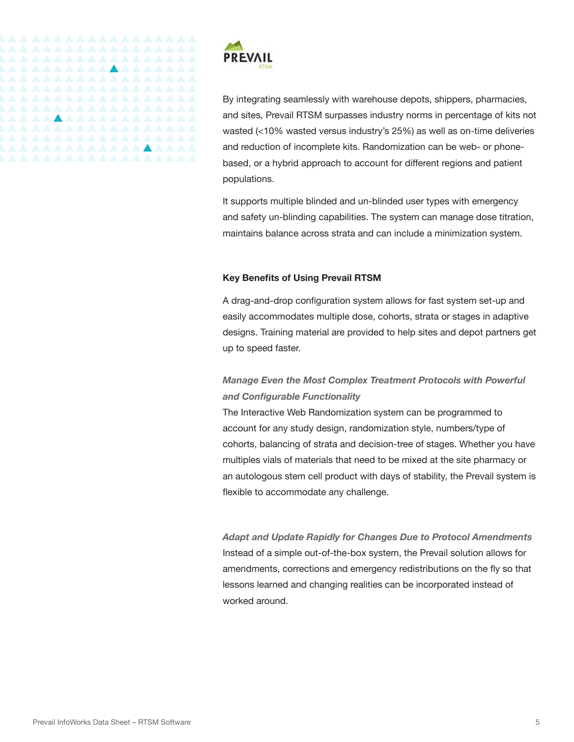By integrating seamlessly with warehouse depots, shippers, pharmacies, and sites, Prevail RTSM surpasses industry norms in percentage of kits not wasted (<10% wasted versus industry's 25%) as well as on-time deliveries and reduction of incomplete kits. Randomization can be web- or phone-based, or a hybrid approach to account for different regions and patient populations.

It supports multiple blinded and un-blinded user types with emergency and safety un-blinding capabilities. The system can manage dose titration, maintains balance across strata and can include a minimization system.

**Key Benefits of Using Prevail RTSM**

A drag-and-drop configuration system allows for fast system set-up and easily accommodates multiple dose, cohorts, strata or stages in adaptive designs. Training material are provided to help sites and depot partners get up to speed faster.

***Manage Even the Most Complex Treatment Protocols with Powerful and Configurable Functionality***

The Interactive Web Randomization system can be programmed to account for any study design, randomization style, numbers/type of cohorts, balancing of strata and decision-tree of stages. Whether you have multiples vials of materials that need to be mixed at the site pharmacy or an autologous stem cell product with days of stability, the Prevail system is flexible to accommodate any challenge.

***Adapt and Update Rapidly for Changes Due to Protocol Amendments***

Instead of a simple out-of-the-box system, the Prevail solution allows for amendments, corrections and emergency redistributions on the fly so that lessons learned and changing realities can be incorporated instead of worked around.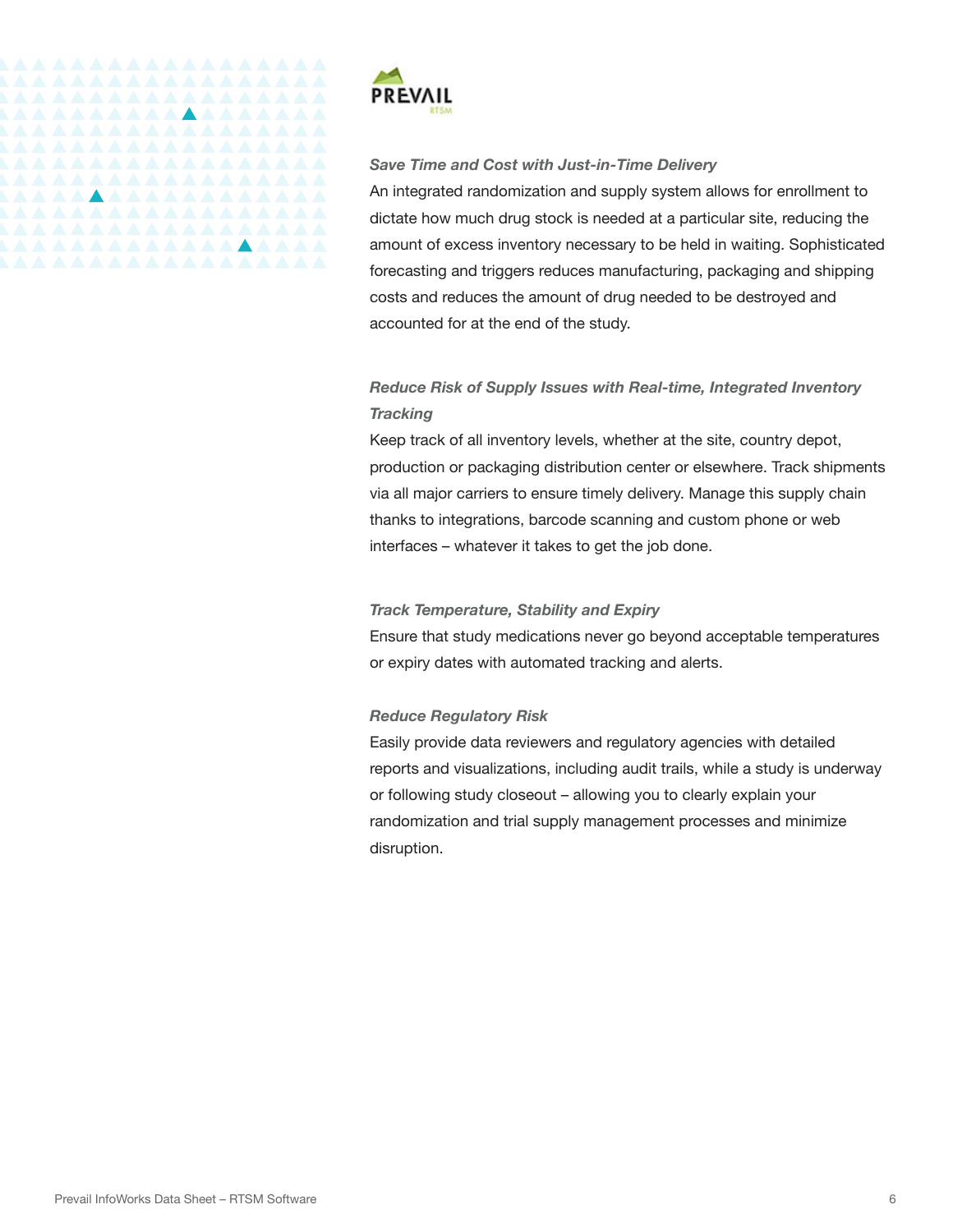### *Save Time and Cost with Just-in-Time Delivery*

An integrated randomization and supply system allows for enrollment to dictate how much drug stock is needed at a particular site, reducing the amount of excess inventory necessary to be held in waiting. Sophisticated forecasting and triggers reduces manufacturing, packaging and shipping costs and reduces the amount of drug needed to be destroyed and accounted for at the end of the study.

### *Reduce Risk of Supply Issues with Real-time, Integrated Inventory Tracking*

Keep track of all inventory levels, whether at the site, country depot, production or packaging distribution center or elsewhere. Track shipments via all major carriers to ensure timely delivery. Manage this supply chain thanks to integrations, barcode scanning and custom phone or web interfaces – whatever it takes to get the job done.

### *Track Temperature, Stability and Expiry*

Ensure that study medications never go beyond acceptable temperatures or expiry dates with automated tracking and alerts.

### *Reduce Regulatory Risk*

Easily provide data reviewers and regulatory agencies with detailed reports and visualizations, including audit trails, while a study is underway or following study closeout – allowing you to clearly explain your randomization and trial supply management processes and minimize disruption.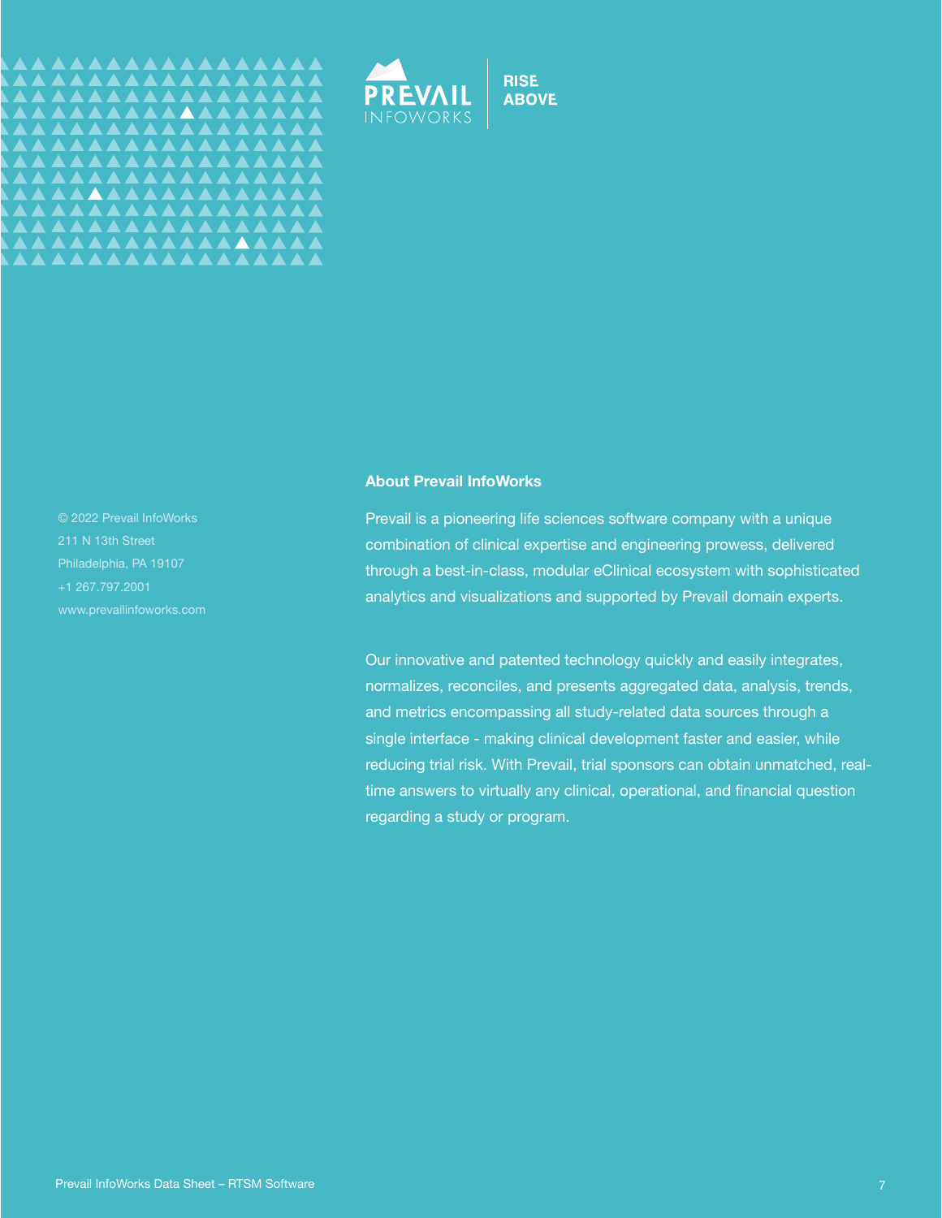PREVAIL INFOWORKS

RISE ABOVE

© 2022 Prevail InfoWorks
211 N 13th Street
Philadelphia, PA 19107
+1 267.797.2001
www.prevailinfoworks.com

**About Prevail InfoWorks**

Prevail is a pioneering life sciences software company with a unique combination of clinical expertise and engineering prowess, delivered through a best-in-class, modular eClinical ecosystem with sophisticated analytics and visualizations and supported by Prevail domain experts.

Our innovative and patented technology quickly and easily integrates, normalizes, reconciles, and presents aggregated data, analysis, trends, and metrics encompassing all study-related data sources through a single interface - making clinical development faster and easier, while reducing trial risk. With Prevail, trial sponsors can obtain unmatched, real-time answers to virtually any clinical, operational, and financial question regarding a study or program.